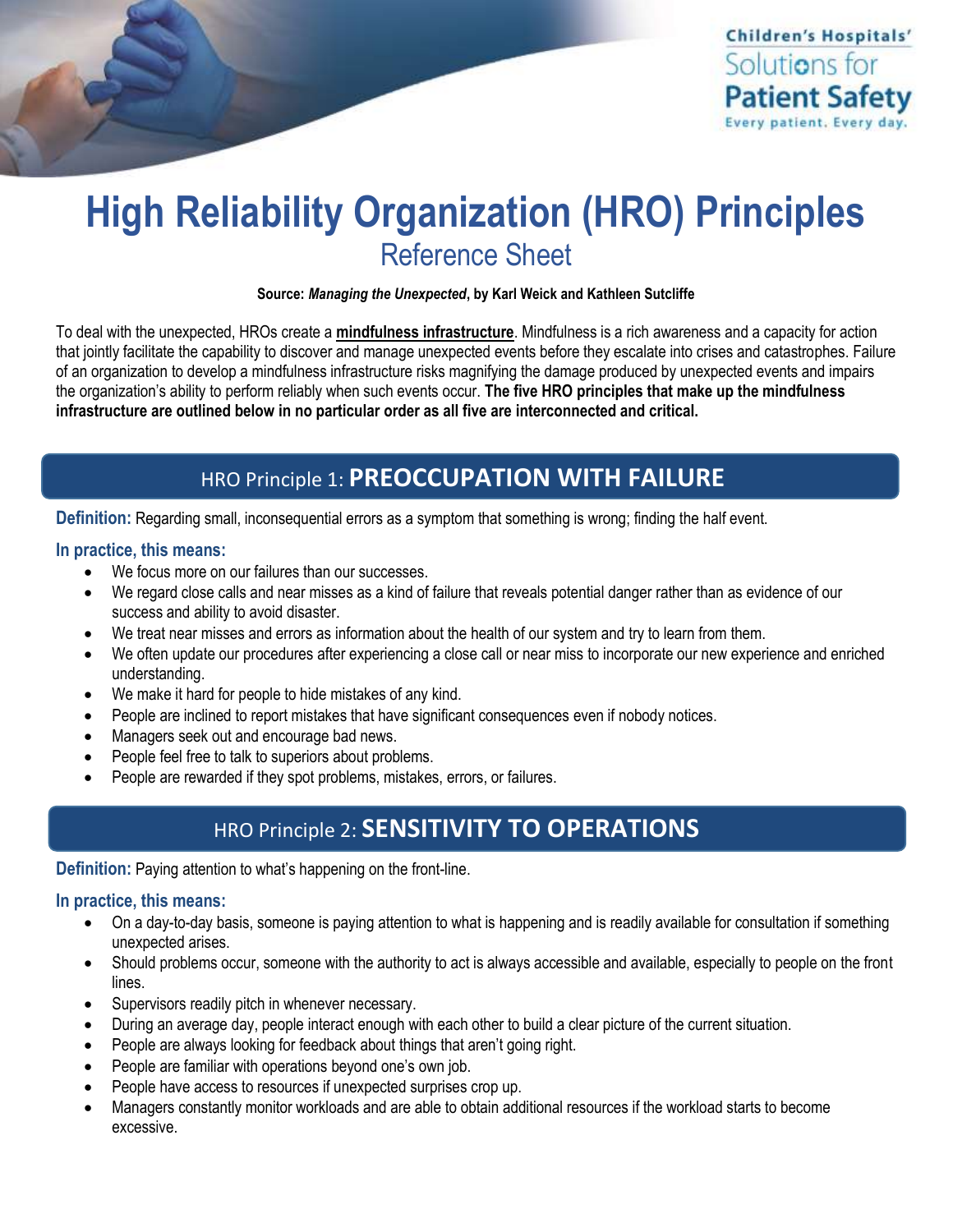Children's Hospitals' Solutions for Patient Safety
Every patient. Every day.

# High Reliability Organization (HRO) Principles

## Reference Sheet

**Source: *Managing the Unexpected*, by Karl Weick and Kathleen Sutcliffe**

To deal with the unexpected, HROs create a **mindfulness infrastructure**. Mindfulness is a rich awareness and a capacity for action that jointly facilitate the capability to discover and manage unexpected events before they escalate into crises and catastrophes. Failure of an organization to develop a mindfulness infrastructure risks magnifying the damage produced by unexpected events and impairs the organization's ability to perform reliably when such events occur. **The five HRO principles that make up the mindfulness infrastructure are outlined below in no particular order as all five are interconnected and critical.**

## HRO Principle 1: PREOCCUPATION WITH FAILURE

**Definition:** Regarding small, inconsequential errors as a symptom that something is wrong; finding the half event.

**In practice, this means:**

- We focus more on our failures than our successes.
- We regard close calls and near misses as a kind of failure that reveals potential danger rather than as evidence of our success and ability to avoid disaster.
- We treat near misses and errors as information about the health of our system and try to learn from them.
- We often update our procedures after experiencing a close call or near miss to incorporate our new experience and enriched understanding.
- We make it hard for people to hide mistakes of any kind.
- People are inclined to report mistakes that have significant consequences even if nobody notices.
- Managers seek out and encourage bad news.
- People feel free to talk to superiors about problems.
- People are rewarded if they spot problems, mistakes, errors, or failures.

## HRO Principle 2: SENSITIVITY TO OPERATIONS

**Definition:** Paying attention to what's happening on the front-line.

**In practice, this means:**

- On a day-to-day basis, someone is paying attention to what is happening and is readily available for consultation if something unexpected arises.
- Should problems occur, someone with the authority to act is always accessible and available, especially to people on the front lines.
- Supervisors readily pitch in whenever necessary.
- During an average day, people interact enough with each other to build a clear picture of the current situation.
- People are always looking for feedback about things that aren't going right.
- People are familiar with operations beyond one's own job.
- People have access to resources if unexpected surprises crop up.
- Managers constantly monitor workloads and are able to obtain additional resources if the workload starts to become excessive.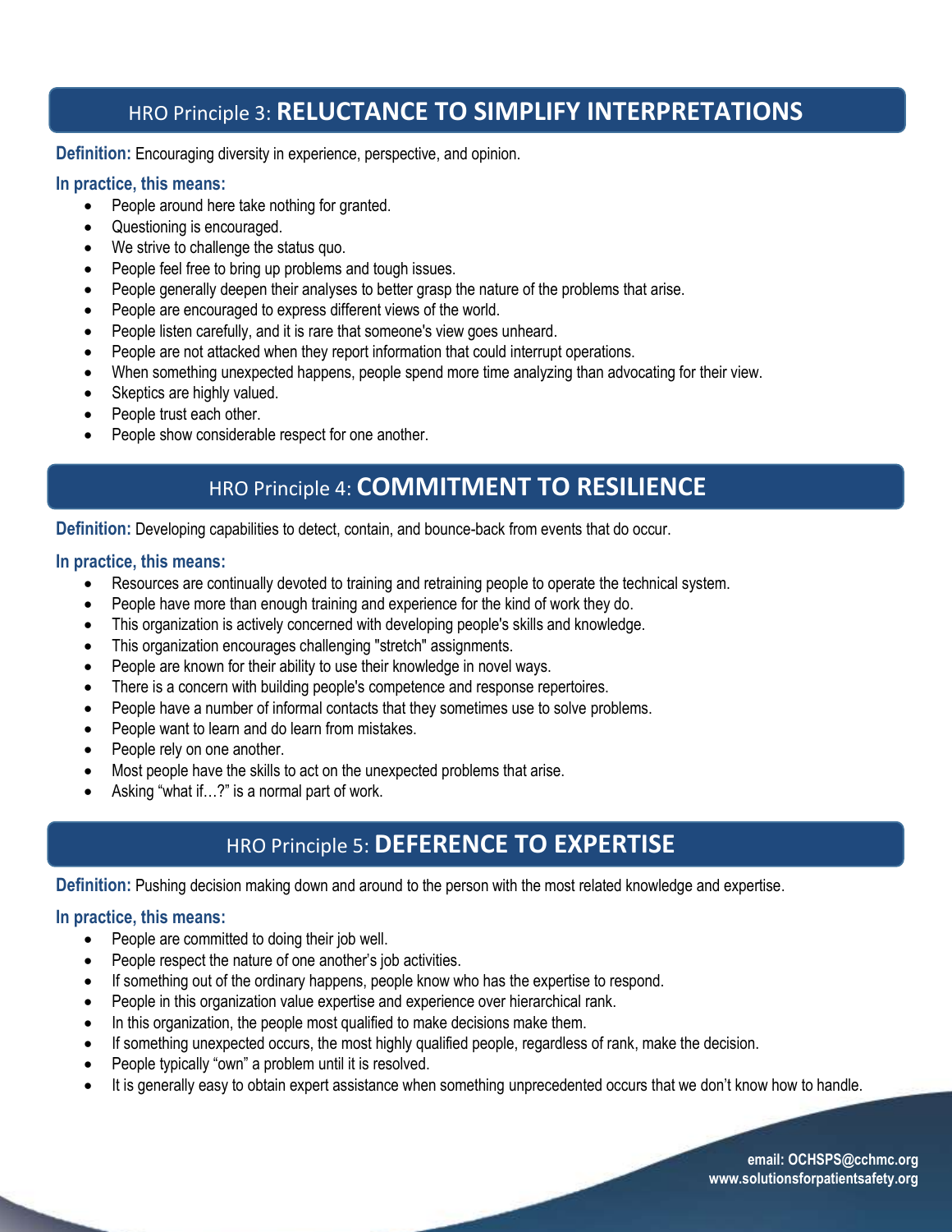## HRO Principle 3: **RELUCTANCE TO SIMPLIFY INTERPRETATIONS**

**Definition:** Encouraging diversity in experience, perspective, and opinion.

**In practice, this means:**

- People around here take nothing for granted.
- Questioning is encouraged.
- We strive to challenge the status quo.
- People feel free to bring up problems and tough issues.
- People generally deepen their analyses to better grasp the nature of the problems that arise.
- People are encouraged to express different views of the world.
- People listen carefully, and it is rare that someone's view goes unheard.
- People are not attacked when they report information that could interrupt operations.
- When something unexpected happens, people spend more time analyzing than advocating for their view.
- Skeptics are highly valued.
- People trust each other.
- People show considerable respect for one another.

## HRO Principle 4: **COMMITMENT TO RESILIENCE**

**Definition:** Developing capabilities to detect, contain, and bounce-back from events that do occur.

**In practice, this means:**

- Resources are continually devoted to training and retraining people to operate the technical system.
- People have more than enough training and experience for the kind of work they do.
- This organization is actively concerned with developing people's skills and knowledge.
- This organization encourages challenging "stretch" assignments.
- People are known for their ability to use their knowledge in novel ways.
- There is a concern with building people's competence and response repertoires.
- People have a number of informal contacts that they sometimes use to solve problems.
- People want to learn and do learn from mistakes.
- People rely on one another.
- Most people have the skills to act on the unexpected problems that arise.
- Asking "what if…?" is a normal part of work.

## HRO Principle 5: **DEFERENCE TO EXPERTISE**

**Definition:** Pushing decision making down and around to the person with the most related knowledge and expertise.

**In practice, this means:**

- People are committed to doing their job well.
- People respect the nature of one another's job activities.
- If something out of the ordinary happens, people know who has the expertise to respond.
- People in this organization value expertise and experience over hierarchical rank.
- In this organization, the people most qualified to make decisions make them.
- If something unexpected occurs, the most highly qualified people, regardless of rank, make the decision.
- People typically "own" a problem until it is resolved.
- It is generally easy to obtain expert assistance when something unprecedented occurs that we don't know how to handle.

**email: OCHSPS@cchmc.org**
**www.solutionsforpatientsafety.org**